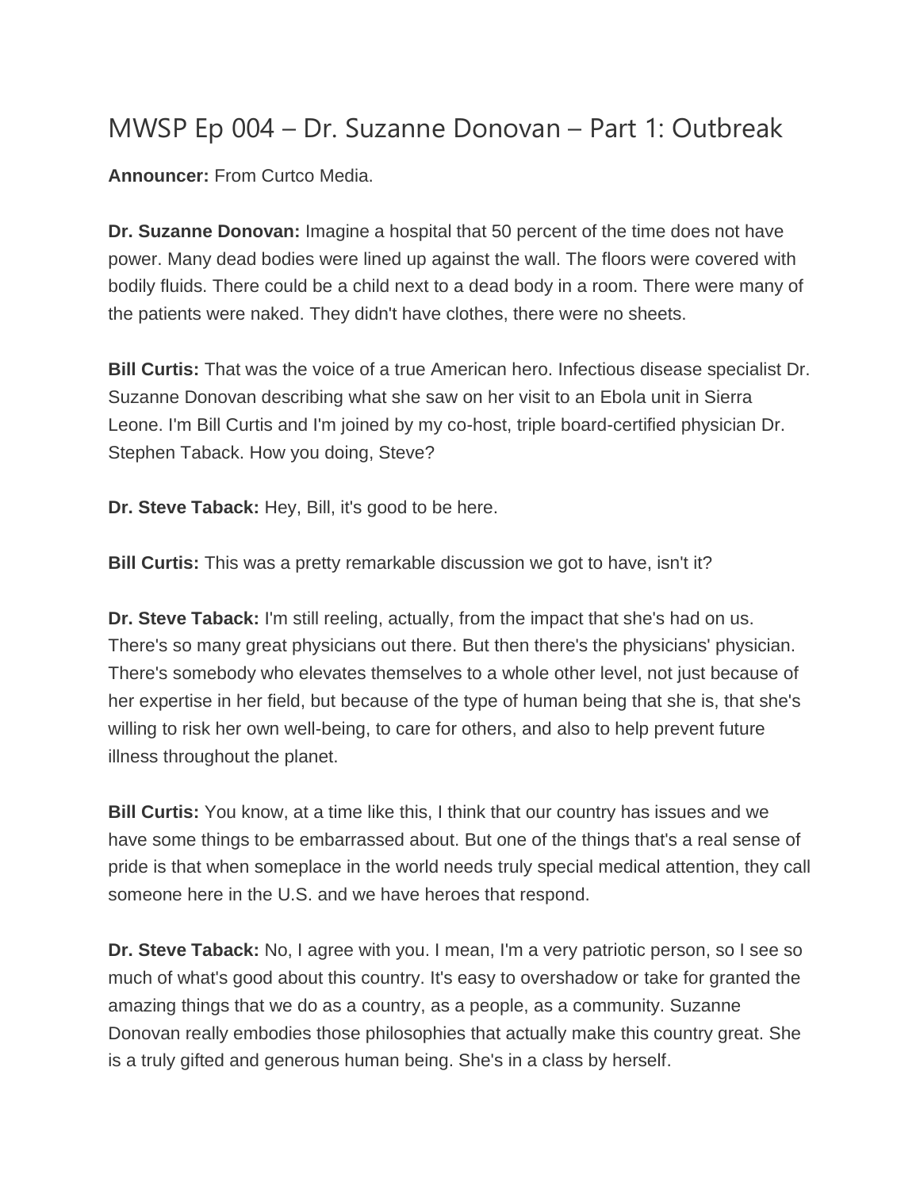# MWSP Ep 004 – Dr. Suzanne Donovan – Part 1: Outbreak

**Announcer:** From Curtco Media.

**Dr. Suzanne Donovan:** Imagine a hospital that 50 percent of the time does not have power. Many dead bodies were lined up against the wall. The floors were covered with bodily fluids. There could be a child next to a dead body in a room. There were many of the patients were naked. They didn't have clothes, there were no sheets.

**Bill Curtis:** That was the voice of a true American hero. Infectious disease specialist Dr. Suzanne Donovan describing what she saw on her visit to an Ebola unit in Sierra Leone. I'm Bill Curtis and I'm joined by my co-host, triple board-certified physician Dr. Stephen Taback. How you doing, Steve?

**Dr. Steve Taback:** Hey, Bill, it's good to be here.

**Bill Curtis:** This was a pretty remarkable discussion we got to have, isn't it?

**Dr. Steve Taback:** I'm still reeling, actually, from the impact that she's had on us. There's so many great physicians out there. But then there's the physicians' physician. There's somebody who elevates themselves to a whole other level, not just because of her expertise in her field, but because of the type of human being that she is, that she's willing to risk her own well-being, to care for others, and also to help prevent future illness throughout the planet.

**Bill Curtis:** You know, at a time like this, I think that our country has issues and we have some things to be embarrassed about. But one of the things that's a real sense of pride is that when someplace in the world needs truly special medical attention, they call someone here in the U.S. and we have heroes that respond.

**Dr. Steve Taback:** No, I agree with you. I mean, I'm a very patriotic person, so I see so much of what's good about this country. It's easy to overshadow or take for granted the amazing things that we do as a country, as a people, as a community. Suzanne Donovan really embodies those philosophies that actually make this country great. She is a truly gifted and generous human being. She's in a class by herself.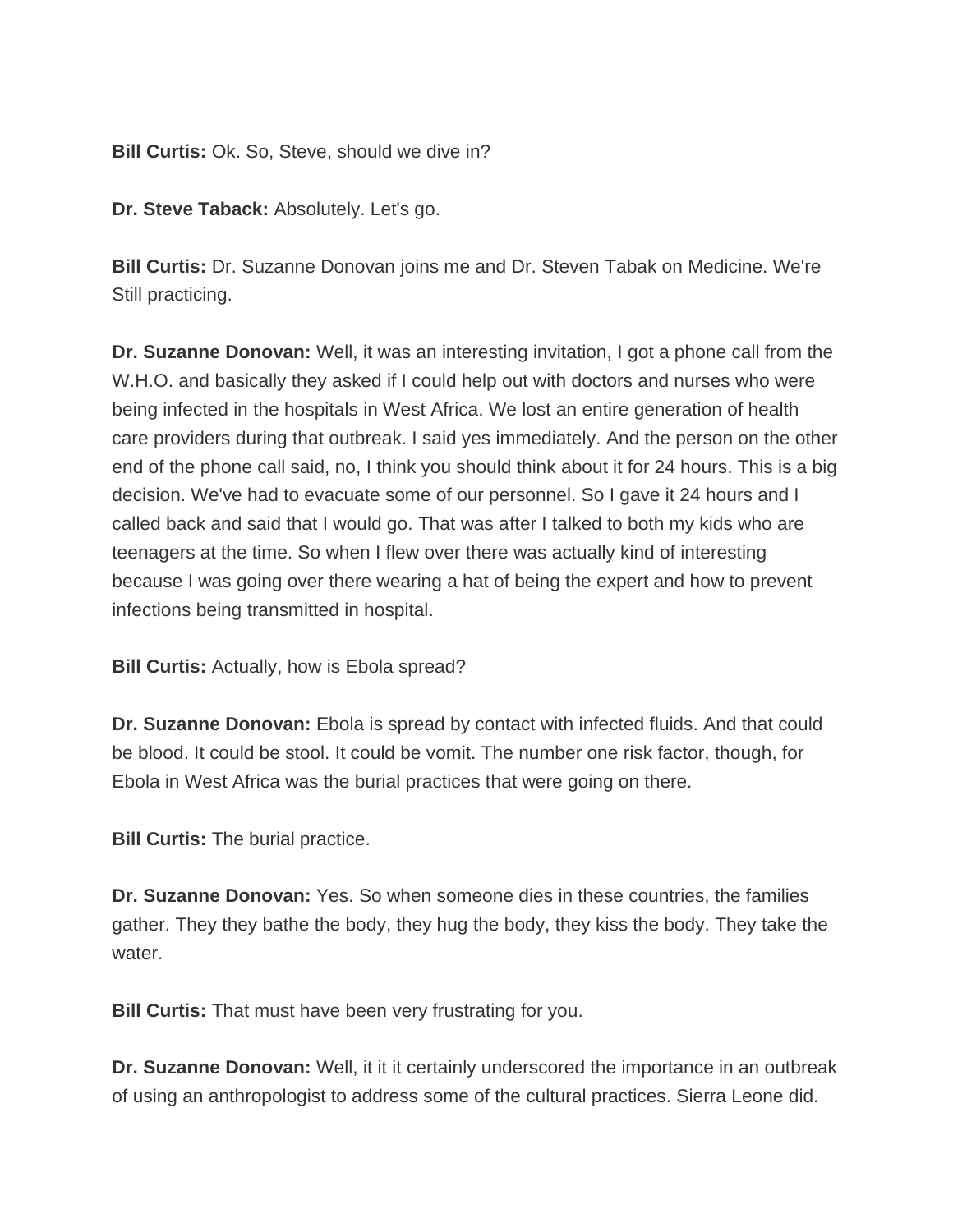**Bill Curtis:** Ok. So, Steve, should we dive in?

**Dr. Steve Taback:** Absolutely. Let's go.

**Bill Curtis:** Dr. Suzanne Donovan joins me and Dr. Steven Tabak on Medicine. We're Still practicing.

**Dr. Suzanne Donovan:** Well, it was an interesting invitation, I got a phone call from the W.H.O. and basically they asked if I could help out with doctors and nurses who were being infected in the hospitals in West Africa. We lost an entire generation of health care providers during that outbreak. I said yes immediately. And the person on the other end of the phone call said, no, I think you should think about it for 24 hours. This is a big decision. We've had to evacuate some of our personnel. So I gave it 24 hours and I called back and said that I would go. That was after I talked to both my kids who are teenagers at the time. So when I flew over there was actually kind of interesting because I was going over there wearing a hat of being the expert and how to prevent infections being transmitted in hospital.

**Bill Curtis:** Actually, how is Ebola spread?

**Dr. Suzanne Donovan:** Ebola is spread by contact with infected fluids. And that could be blood. It could be stool. It could be vomit. The number one risk factor, though, for Ebola in West Africa was the burial practices that were going on there.

**Bill Curtis:** The burial practice.

**Dr. Suzanne Donovan:** Yes. So when someone dies in these countries, the families gather. They they bathe the body, they hug the body, they kiss the body. They take the water.

**Bill Curtis:** That must have been very frustrating for you.

**Dr. Suzanne Donovan:** Well, it it it certainly underscored the importance in an outbreak of using an anthropologist to address some of the cultural practices. Sierra Leone did.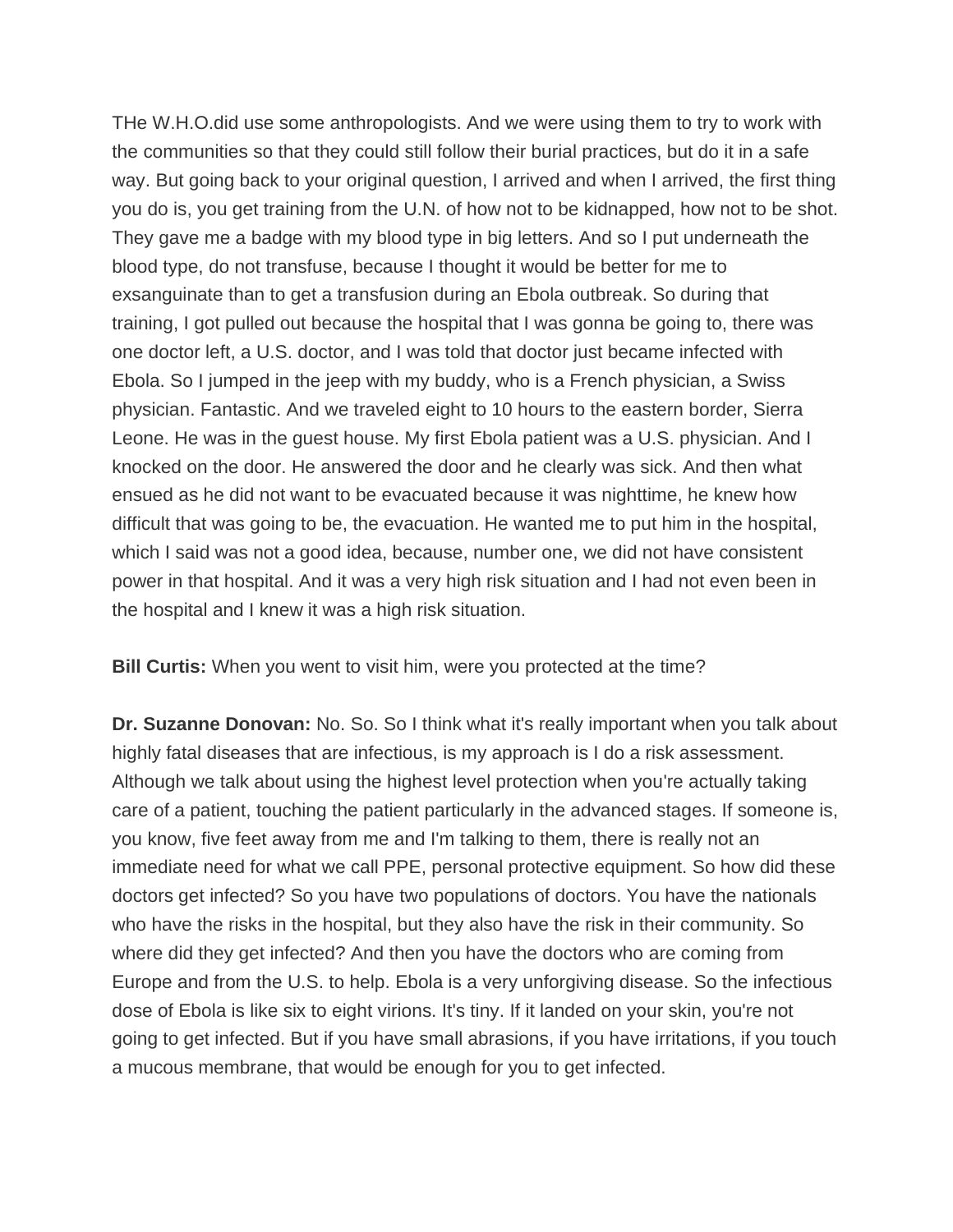THe W.H.O.did use some anthropologists. And we were using them to try to work with the communities so that they could still follow their burial practices, but do it in a safe way. But going back to your original question, I arrived and when I arrived, the first thing you do is, you get training from the U.N. of how not to be kidnapped, how not to be shot. They gave me a badge with my blood type in big letters. And so I put underneath the blood type, do not transfuse, because I thought it would be better for me to exsanguinate than to get a transfusion during an Ebola outbreak. So during that training, I got pulled out because the hospital that I was gonna be going to, there was one doctor left, a U.S. doctor, and I was told that doctor just became infected with Ebola. So I jumped in the jeep with my buddy, who is a French physician, a Swiss physician. Fantastic. And we traveled eight to 10 hours to the eastern border, Sierra Leone. He was in the guest house. My first Ebola patient was a U.S. physician. And I knocked on the door. He answered the door and he clearly was sick. And then what ensued as he did not want to be evacuated because it was nighttime, he knew how difficult that was going to be, the evacuation. He wanted me to put him in the hospital, which I said was not a good idea, because, number one, we did not have consistent power in that hospital. And it was a very high risk situation and I had not even been in the hospital and I knew it was a high risk situation.

**Bill Curtis:** When you went to visit him, were you protected at the time?

**Dr. Suzanne Donovan:** No. So. So I think what it's really important when you talk about highly fatal diseases that are infectious, is my approach is I do a risk assessment. Although we talk about using the highest level protection when you're actually taking care of a patient, touching the patient particularly in the advanced stages. If someone is, you know, five feet away from me and I'm talking to them, there is really not an immediate need for what we call PPE, personal protective equipment. So how did these doctors get infected? So you have two populations of doctors. You have the nationals who have the risks in the hospital, but they also have the risk in their community. So where did they get infected? And then you have the doctors who are coming from Europe and from the U.S. to help. Ebola is a very unforgiving disease. So the infectious dose of Ebola is like six to eight virions. It's tiny. If it landed on your skin, you're not going to get infected. But if you have small abrasions, if you have irritations, if you touch a mucous membrane, that would be enough for you to get infected.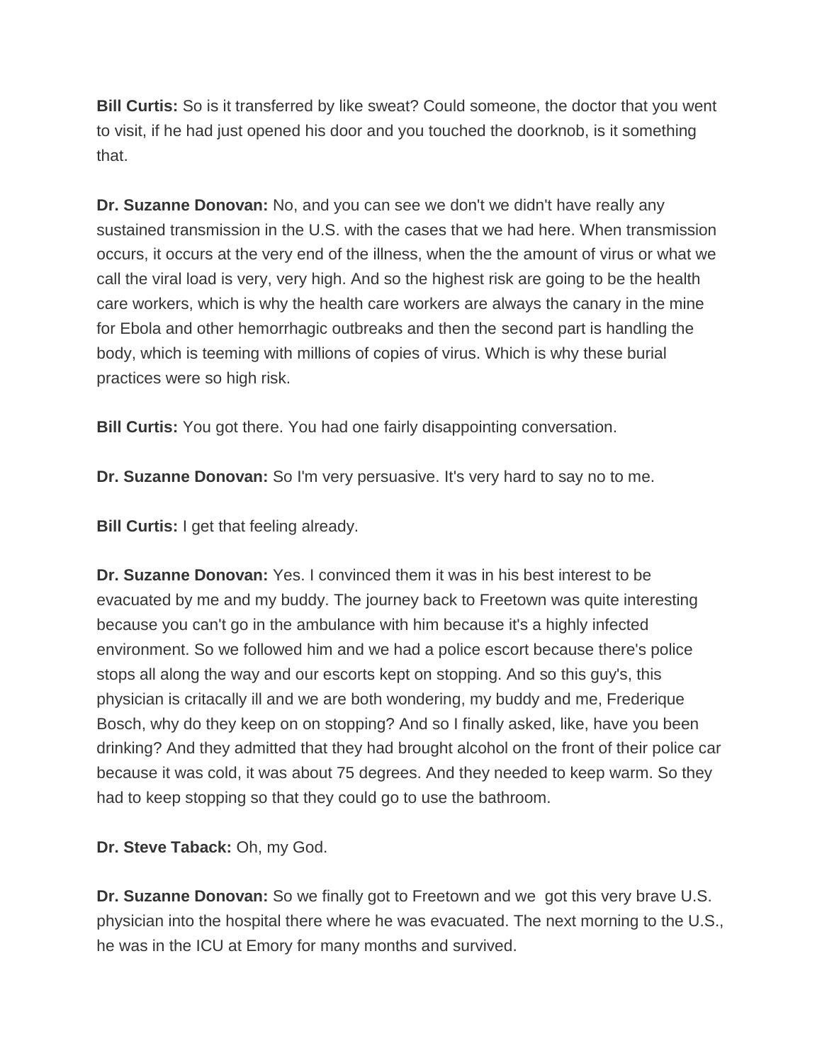**Bill Curtis:** So is it transferred by like sweat? Could someone, the doctor that you went to visit, if he had just opened his door and you touched the doorknob, is it something that.

**Dr. Suzanne Donovan:** No, and you can see we don't we didn't have really any sustained transmission in the U.S. with the cases that we had here. When transmission occurs, it occurs at the very end of the illness, when the the amount of virus or what we call the viral load is very, very high. And so the highest risk are going to be the health care workers, which is why the health care workers are always the canary in the mine for Ebola and other hemorrhagic outbreaks and then the second part is handling the body, which is teeming with millions of copies of virus. Which is why these burial practices were so high risk.

**Bill Curtis:** You got there. You had one fairly disappointing conversation.

**Dr. Suzanne Donovan:** So I'm very persuasive. It's very hard to say no to me.

**Bill Curtis:** I get that feeling already.

**Dr. Suzanne Donovan:** Yes. I convinced them it was in his best interest to be evacuated by me and my buddy. The journey back to Freetown was quite interesting because you can't go in the ambulance with him because it's a highly infected environment. So we followed him and we had a police escort because there's police stops all along the way and our escorts kept on stopping. And so this guy's, this physician is critacally ill and we are both wondering, my buddy and me, Frederique Bosch, why do they keep on on stopping? And so I finally asked, like, have you been drinking? And they admitted that they had brought alcohol on the front of their police car because it was cold, it was about 75 degrees. And they needed to keep warm. So they had to keep stopping so that they could go to use the bathroom.

**Dr. Steve Taback:** Oh, my God.

**Dr. Suzanne Donovan:** So we finally got to Freetown and we got this very brave U.S. physician into the hospital there where he was evacuated. The next morning to the U.S., he was in the ICU at Emory for many months and survived.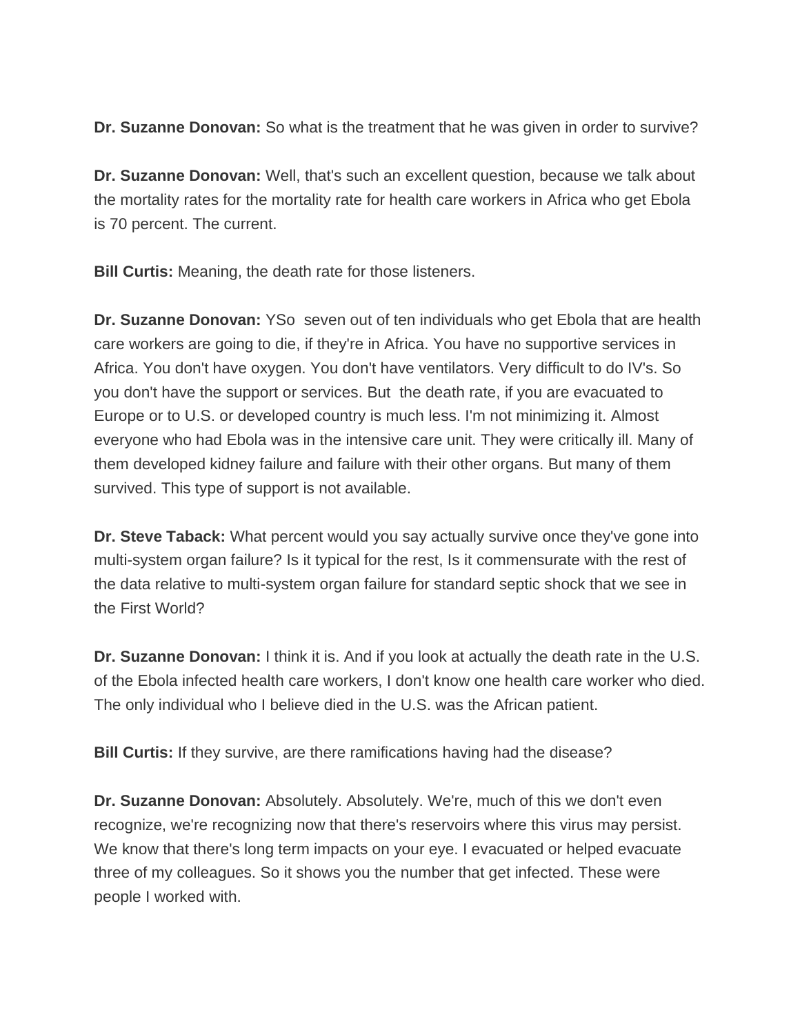**Dr. Suzanne Donovan:** So what is the treatment that he was given in order to survive?

**Dr. Suzanne Donovan:** Well, that's such an excellent question, because we talk about the mortality rates for the mortality rate for health care workers in Africa who get Ebola is 70 percent. The current.

**Bill Curtis:** Meaning, the death rate for those listeners.

**Dr. Suzanne Donovan:** YSo seven out of ten individuals who get Ebola that are health care workers are going to die, if they're in Africa. You have no supportive services in Africa. You don't have oxygen. You don't have ventilators. Very difficult to do IV's. So you don't have the support or services. But the death rate, if you are evacuated to Europe or to U.S. or developed country is much less. I'm not minimizing it. Almost everyone who had Ebola was in the intensive care unit. They were critically ill. Many of them developed kidney failure and failure with their other organs. But many of them survived. This type of support is not available.

**Dr. Steve Taback:** What percent would you say actually survive once they've gone into multi-system organ failure? Is it typical for the rest, Is it commensurate with the rest of the data relative to multi-system organ failure for standard septic shock that we see in the First World?

**Dr. Suzanne Donovan:** I think it is. And if you look at actually the death rate in the U.S. of the Ebola infected health care workers, I don't know one health care worker who died. The only individual who I believe died in the U.S. was the African patient.

**Bill Curtis:** If they survive, are there ramifications having had the disease?

**Dr. Suzanne Donovan:** Absolutely. Absolutely. We're, much of this we don't even recognize, we're recognizing now that there's reservoirs where this virus may persist. We know that there's long term impacts on your eye. I evacuated or helped evacuate three of my colleagues. So it shows you the number that get infected. These were people I worked with.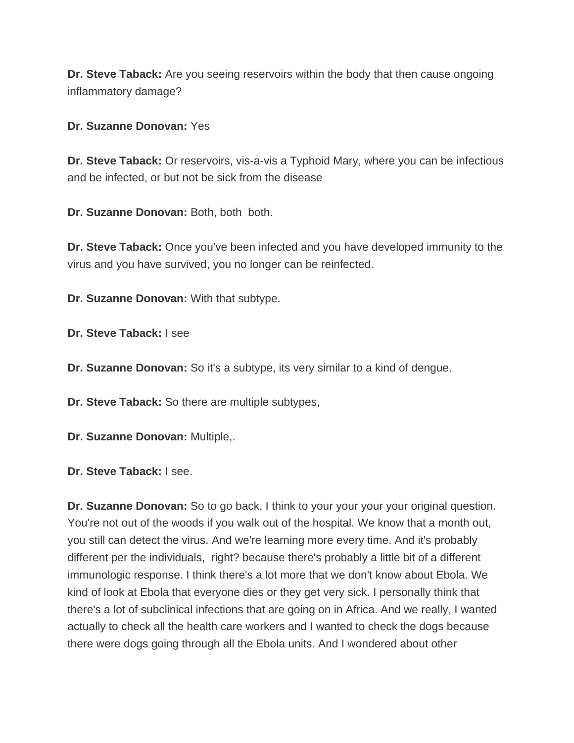**Dr. Steve Taback:** Are you seeing reservoirs within the body that then cause ongoing inflammatory damage?

**Dr. Suzanne Donovan:** Yes

**Dr. Steve Taback:** Or reservoirs, vis-a-vis a Typhoid Mary, where you can be infectious and be infected, or but not be sick from the disease

**Dr. Suzanne Donovan:** Both, both  both.

**Dr. Steve Taback:** Once you've been infected and you have developed immunity to the virus and you have survived, you no longer can be reinfected.

**Dr. Suzanne Donovan:** With that subtype.

**Dr. Steve Taback:** I see

**Dr. Suzanne Donovan:** So it's a subtype, its very similar to a kind of dengue.

**Dr. Steve Taback:** So there are multiple subtypes,

**Dr. Suzanne Donovan:** Multiple,.

**Dr. Steve Taback:** I see.

**Dr. Suzanne Donovan:** So to go back, I think to your your your your original question. You're not out of the woods if you walk out of the hospital. We know that a month out, you still can detect the virus. And we're learning more every time. And it's probably different per the individuals,  right? because there's probably a little bit of a different immunologic response. I think there's a lot more that we don't know about Ebola. We kind of look at Ebola that everyone dies or they get very sick. I personally think that there's a lot of subclinical infections that are going on in Africa. And we really, I wanted actually to check all the health care workers and I wanted to check the dogs because there were dogs going through all the Ebola units. And I wondered about other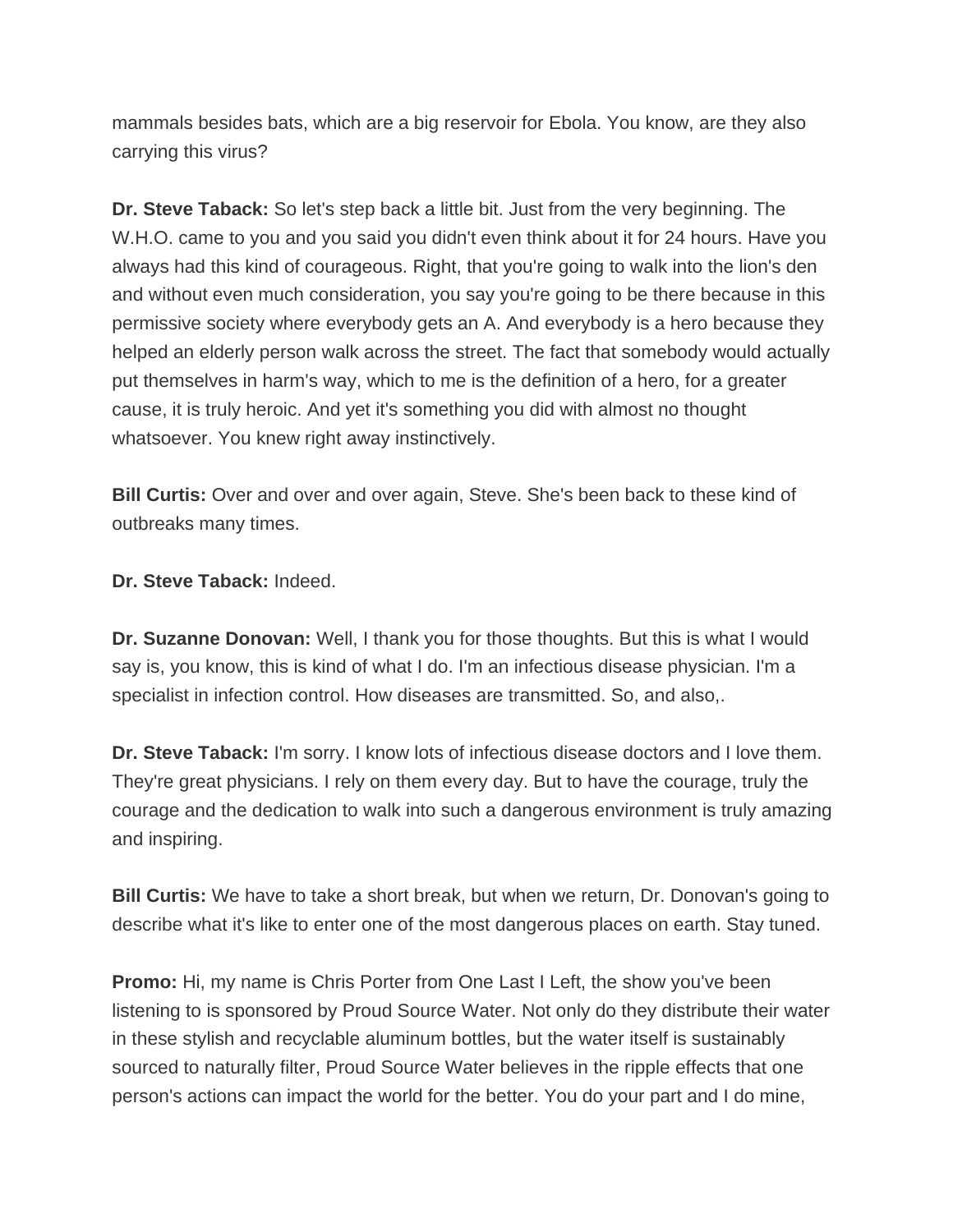mammals besides bats, which are a big reservoir for Ebola. You know, are they also carrying this virus?

**Dr. Steve Taback:** So let's step back a little bit. Just from the very beginning. The W.H.O. came to you and you said you didn't even think about it for 24 hours. Have you always had this kind of courageous. Right, that you're going to walk into the lion's den and without even much consideration, you say you're going to be there because in this permissive society where everybody gets an A. And everybody is a hero because they helped an elderly person walk across the street. The fact that somebody would actually put themselves in harm's way, which to me is the definition of a hero, for a greater cause, it is truly heroic. And yet it's something you did with almost no thought whatsoever. You knew right away instinctively.

**Bill Curtis:** Over and over and over again, Steve. She's been back to these kind of outbreaks many times.

**Dr. Steve Taback:** Indeed.

**Dr. Suzanne Donovan:** Well, I thank you for those thoughts. But this is what I would say is, you know, this is kind of what I do. I'm an infectious disease physician. I'm a specialist in infection control. How diseases are transmitted. So, and also,.

**Dr. Steve Taback:** I'm sorry. I know lots of infectious disease doctors and I love them. They're great physicians. I rely on them every day. But to have the courage, truly the courage and the dedication to walk into such a dangerous environment is truly amazing and inspiring.

**Bill Curtis:** We have to take a short break, but when we return, Dr. Donovan's going to describe what it's like to enter one of the most dangerous places on earth. Stay tuned.

**Promo:** Hi, my name is Chris Porter from One Last I Left, the show you've been listening to is sponsored by Proud Source Water. Not only do they distribute their water in these stylish and recyclable aluminum bottles, but the water itself is sustainably sourced to naturally filter, Proud Source Water believes in the ripple effects that one person's actions can impact the world for the better. You do your part and I do mine,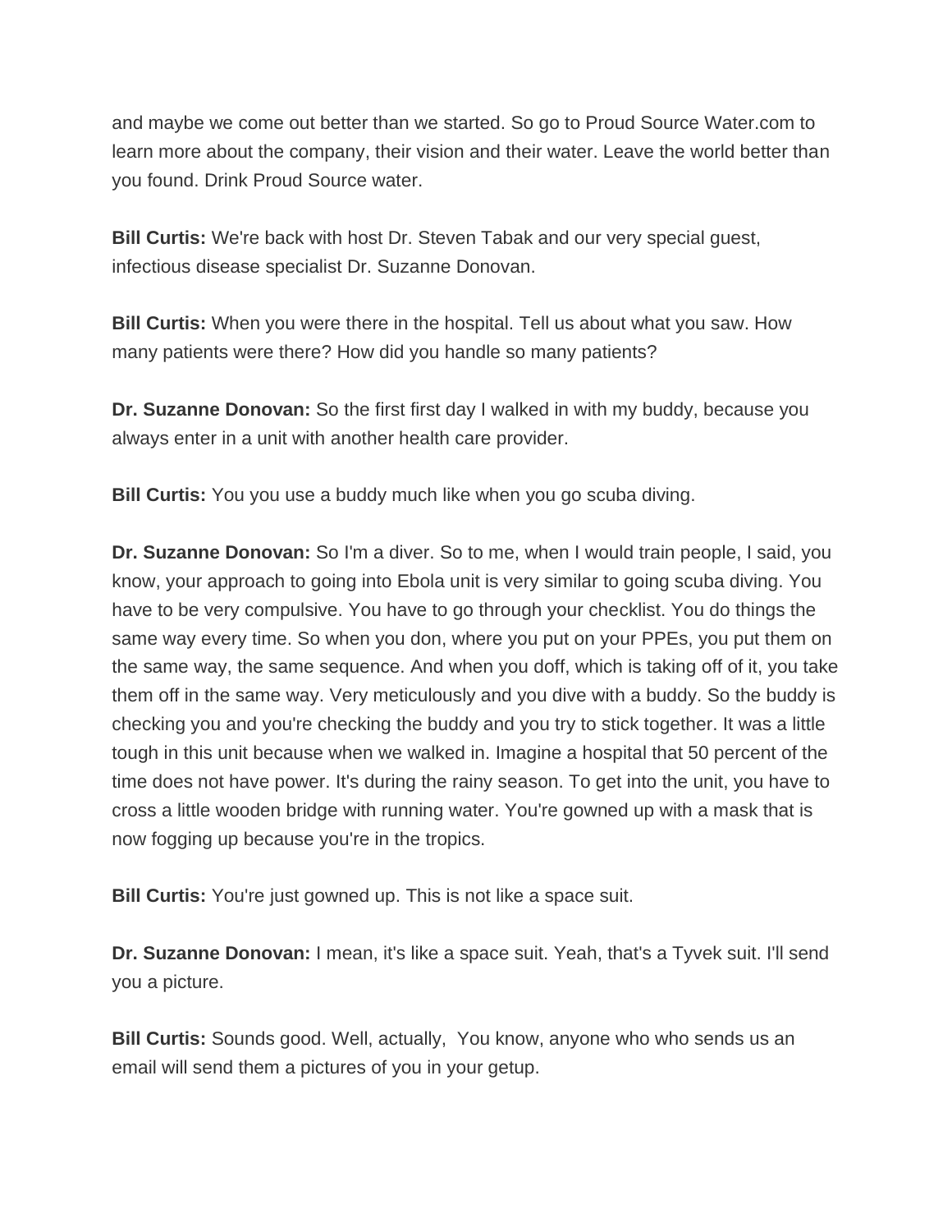and maybe we come out better than we started. So go to Proud Source Water.com to learn more about the company, their vision and their water. Leave the world better than you found. Drink Proud Source water.

**Bill Curtis:** We're back with host Dr. Steven Tabak and our very special guest, infectious disease specialist Dr. Suzanne Donovan.

**Bill Curtis:** When you were there in the hospital. Tell us about what you saw. How many patients were there? How did you handle so many patients?

**Dr. Suzanne Donovan:** So the first first day I walked in with my buddy, because you always enter in a unit with another health care provider.

**Bill Curtis:** You you use a buddy much like when you go scuba diving.

**Dr. Suzanne Donovan:** So I'm a diver. So to me, when I would train people, I said, you know, your approach to going into Ebola unit is very similar to going scuba diving. You have to be very compulsive. You have to go through your checklist. You do things the same way every time. So when you don, where you put on your PPEs, you put them on the same way, the same sequence. And when you doff, which is taking off of it, you take them off in the same way. Very meticulously and you dive with a buddy. So the buddy is checking you and you're checking the buddy and you try to stick together. It was a little tough in this unit because when we walked in. Imagine a hospital that 50 percent of the time does not have power. It's during the rainy season. To get into the unit, you have to cross a little wooden bridge with running water. You're gowned up with a mask that is now fogging up because you're in the tropics.

**Bill Curtis:** You're just gowned up. This is not like a space suit.

**Dr. Suzanne Donovan:** I mean, it's like a space suit. Yeah, that's a Tyvek suit. I'll send you a picture.

**Bill Curtis:** Sounds good. Well, actually, You know, anyone who who sends us an email will send them a pictures of you in your getup.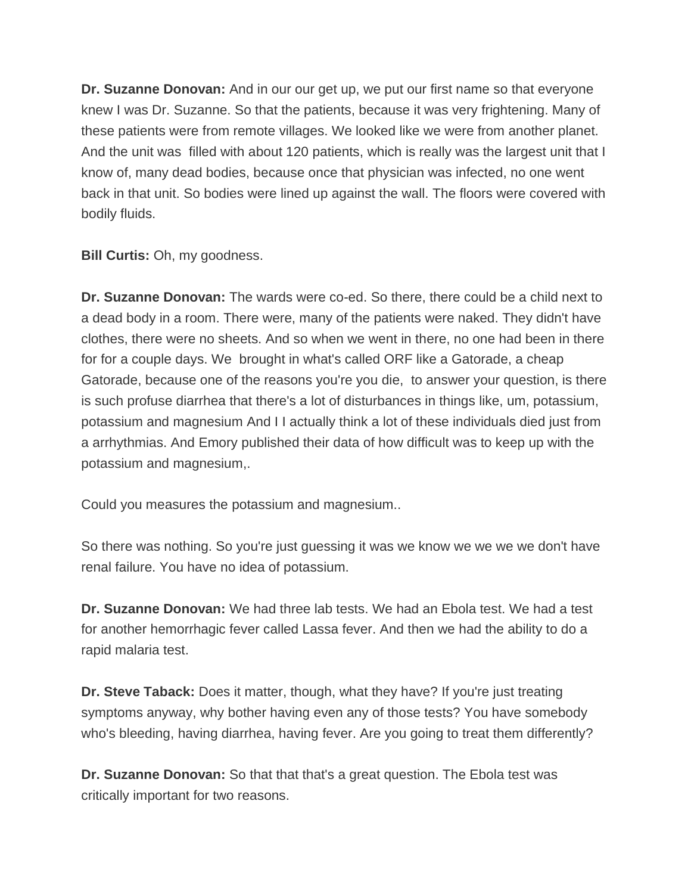**Dr. Suzanne Donovan:** And in our our get up, we put our first name so that everyone knew I was Dr. Suzanne. So that the patients, because it was very frightening. Many of these patients were from remote villages. We looked like we were from another planet. And the unit was filled with about 120 patients, which is really was the largest unit that I know of, many dead bodies, because once that physician was infected, no one went back in that unit. So bodies were lined up against the wall. The floors were covered with bodily fluids.

**Bill Curtis:** Oh, my goodness.

**Dr. Suzanne Donovan:** The wards were co-ed. So there, there could be a child next to a dead body in a room. There were, many of the patients were naked. They didn't have clothes, there were no sheets. And so when we went in there, no one had been in there for for a couple days. We brought in what's called ORF like a Gatorade, a cheap Gatorade, because one of the reasons you're you die, to answer your question, is there is such profuse diarrhea that there's a lot of disturbances in things like, um, potassium, potassium and magnesium And I I actually think a lot of these individuals died just from a arrhythmias. And Emory published their data of how difficult was to keep up with the potassium and magnesium,.

Could you measures the potassium and magnesium..

So there was nothing. So you're just guessing it was we know we we we we don't have renal failure. You have no idea of potassium.

**Dr. Suzanne Donovan:** We had three lab tests. We had an Ebola test. We had a test for another hemorrhagic fever called Lassa fever. And then we had the ability to do a rapid malaria test.

**Dr. Steve Taback:** Does it matter, though, what they have? If you're just treating symptoms anyway, why bother having even any of those tests? You have somebody who's bleeding, having diarrhea, having fever. Are you going to treat them differently?

**Dr. Suzanne Donovan:** So that that that's a great question. The Ebola test was critically important for two reasons.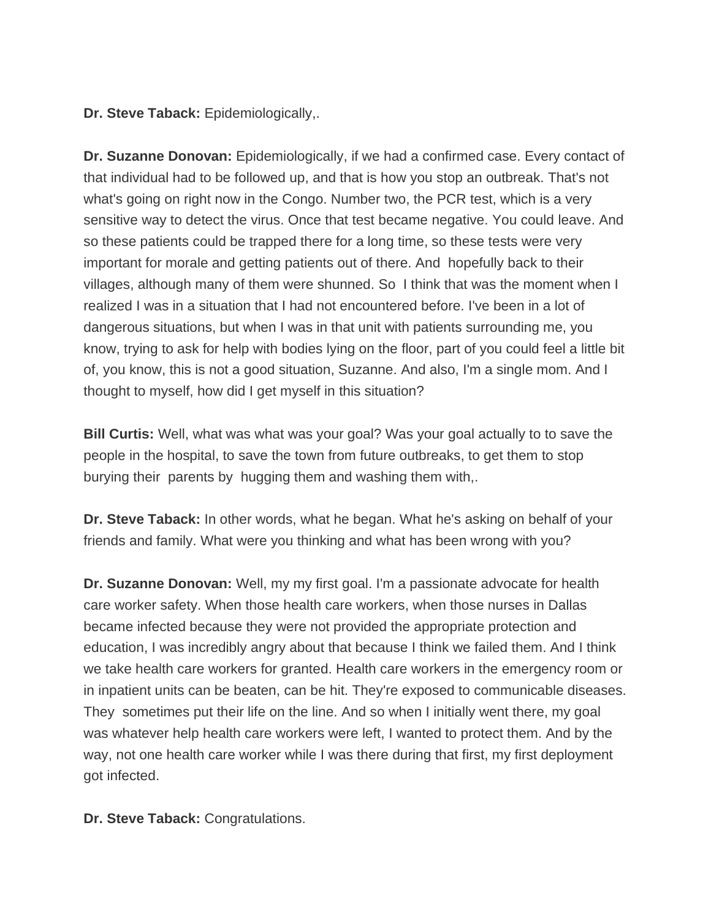**Dr. Steve Taback:** Epidemiologically,.

**Dr. Suzanne Donovan:** Epidemiologically, if we had a confirmed case. Every contact of that individual had to be followed up, and that is how you stop an outbreak. That's not what's going on right now in the Congo. Number two, the PCR test, which is a very sensitive way to detect the virus. Once that test became negative. You could leave. And so these patients could be trapped there for a long time, so these tests were very important for morale and getting patients out of there. And hopefully back to their villages, although many of them were shunned. So I think that was the moment when I realized I was in a situation that I had not encountered before. I've been in a lot of dangerous situations, but when I was in that unit with patients surrounding me, you know, trying to ask for help with bodies lying on the floor, part of you could feel a little bit of, you know, this is not a good situation, Suzanne. And also, I'm a single mom. And I thought to myself, how did I get myself in this situation?

**Bill Curtis:** Well, what was what was your goal? Was your goal actually to to save the people in the hospital, to save the town from future outbreaks, to get them to stop burying their parents by hugging them and washing them with,.

**Dr. Steve Taback:** In other words, what he began. What he's asking on behalf of your friends and family. What were you thinking and what has been wrong with you?

**Dr. Suzanne Donovan:** Well, my my first goal. I'm a passionate advocate for health care worker safety. When those health care workers, when those nurses in Dallas became infected because they were not provided the appropriate protection and education, I was incredibly angry about that because I think we failed them. And I think we take health care workers for granted. Health care workers in the emergency room or in inpatient units can be beaten, can be hit. They're exposed to communicable diseases. They sometimes put their life on the line. And so when I initially went there, my goal was whatever help health care workers were left, I wanted to protect them. And by the way, not one health care worker while I was there during that first, my first deployment got infected.

**Dr. Steve Taback:** Congratulations.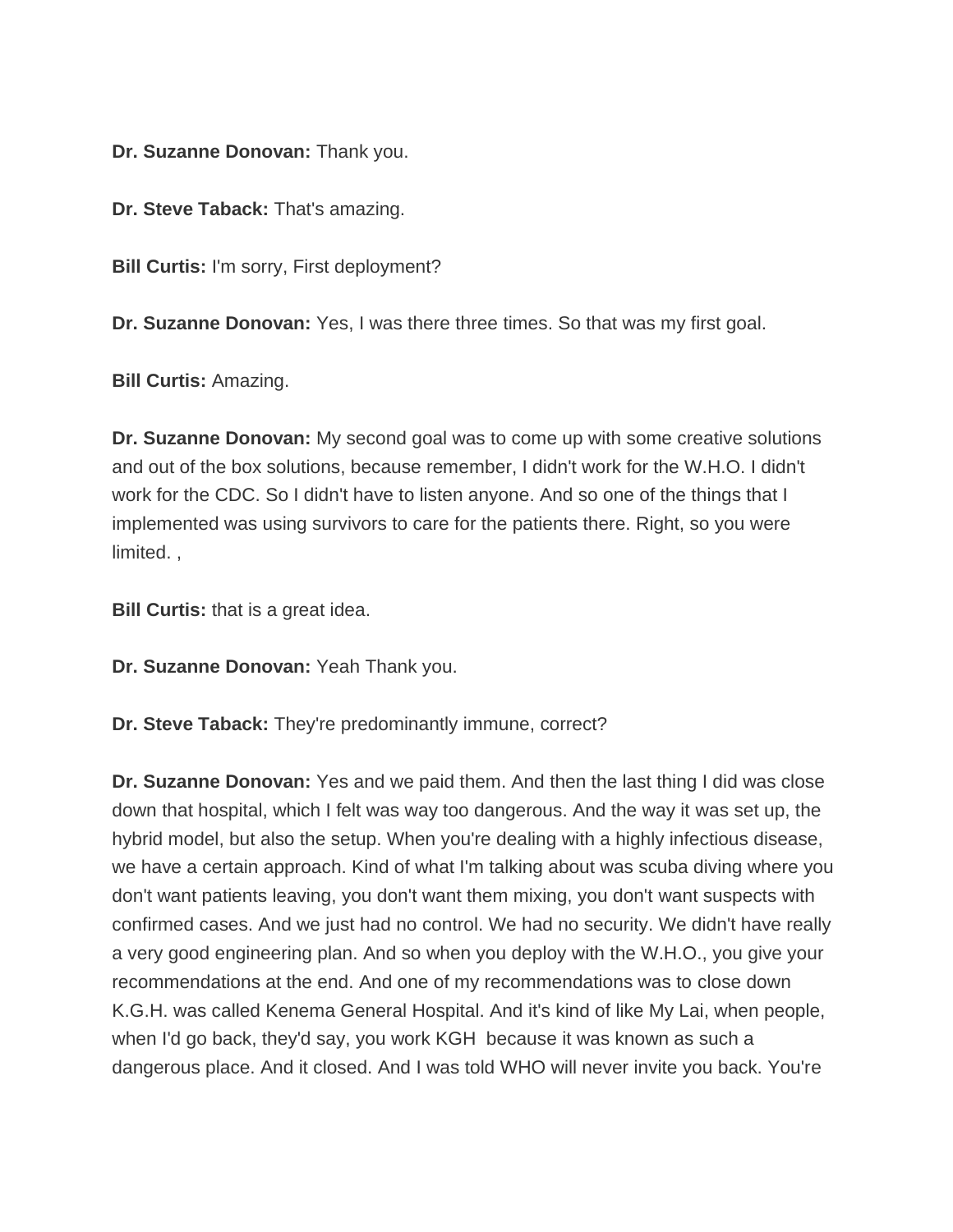**Dr. Suzanne Donovan:** Thank you.

**Dr. Steve Taback:** That's amazing.

**Bill Curtis:** I'm sorry, First deployment?

**Dr. Suzanne Donovan:** Yes, I was there three times. So that was my first goal.

**Bill Curtis:** Amazing.

**Dr. Suzanne Donovan:** My second goal was to come up with some creative solutions and out of the box solutions, because remember, I didn't work for the W.H.O. I didn't work for the CDC. So I didn't have to listen anyone. And so one of the things that I implemented was using survivors to care for the patients there. Right, so you were limited. ,

**Bill Curtis:** that is a great idea.

**Dr. Suzanne Donovan:** Yeah Thank you.

**Dr. Steve Taback:** They're predominantly immune, correct?

**Dr. Suzanne Donovan:** Yes and we paid them. And then the last thing I did was close down that hospital, which I felt was way too dangerous. And the way it was set up, the hybrid model, but also the setup. When you're dealing with a highly infectious disease, we have a certain approach. Kind of what I'm talking about was scuba diving where you don't want patients leaving, you don't want them mixing, you don't want suspects with confirmed cases. And we just had no control. We had no security. We didn't have really a very good engineering plan. And so when you deploy with the W.H.O., you give your recommendations at the end. And one of my recommendations was to close down K.G.H. was called Kenema General Hospital. And it's kind of like My Lai, when people, when I'd go back, they'd say, you work KGH because it was known as such a dangerous place. And it closed. And I was told WHO will never invite you back. You're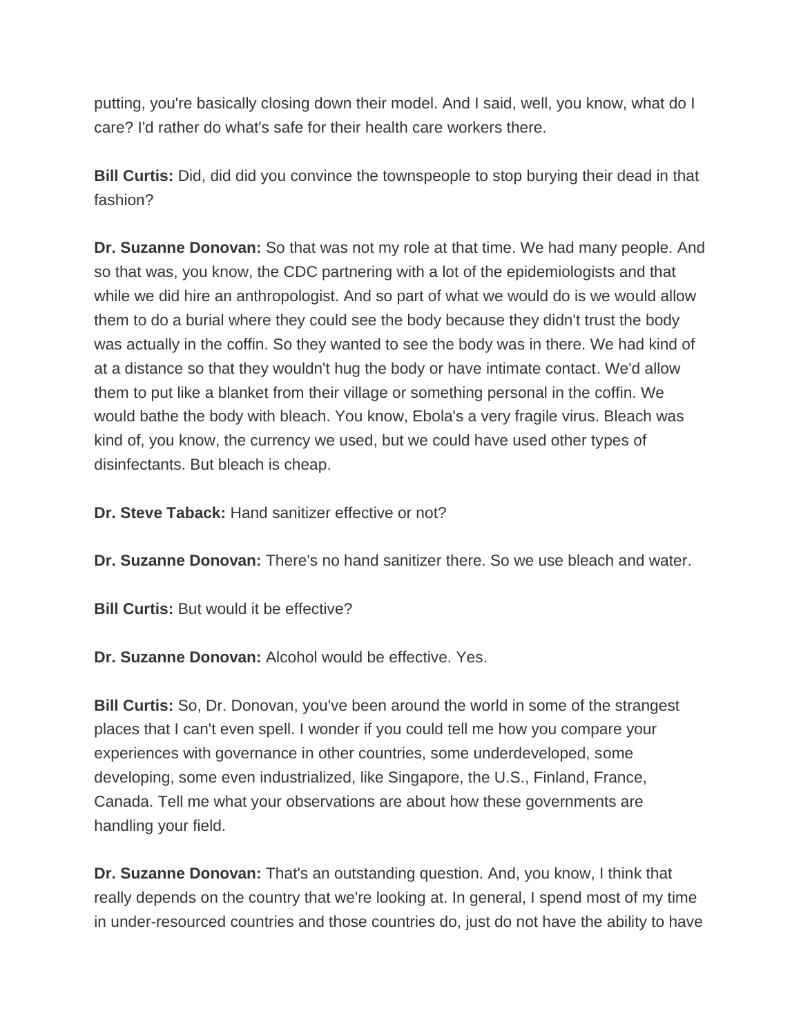putting, you're basically closing down their model. And I said, well, you know, what do I care? I'd rather do what's safe for their health care workers there.

**Bill Curtis:** Did, did did you convince the townspeople to stop burying their dead in that fashion?

**Dr. Suzanne Donovan:** So that was not my role at that time. We had many people. And so that was, you know, the CDC partnering with a lot of the epidemiologists and that while we did hire an anthropologist. And so part of what we would do is we would allow them to do a burial where they could see the body because they didn't trust the body was actually in the coffin. So they wanted to see the body was in there. We had kind of at a distance so that they wouldn't hug the body or have intimate contact. We'd allow them to put like a blanket from their village or something personal in the coffin. We would bathe the body with bleach. You know, Ebola's a very fragile virus. Bleach was kind of, you know, the currency we used, but we could have used other types of disinfectants. But bleach is cheap.

**Dr. Steve Taback:** Hand sanitizer effective or not?

**Dr. Suzanne Donovan:** There's no hand sanitizer there. So we use bleach and water.

**Bill Curtis:** But would it be effective?

**Dr. Suzanne Donovan:** Alcohol would be effective. Yes.

**Bill Curtis:** So, Dr. Donovan, you've been around the world in some of the strangest places that I can't even spell. I wonder if you could tell me how you compare your experiences with governance in other countries, some underdeveloped, some developing, some even industrialized, like Singapore, the U.S., Finland, France, Canada. Tell me what your observations are about how these governments are handling your field.

**Dr. Suzanne Donovan:** That's an outstanding question. And, you know, I think that really depends on the country that we're looking at. In general, I spend most of my time in under-resourced countries and those countries do, just do not have the ability to have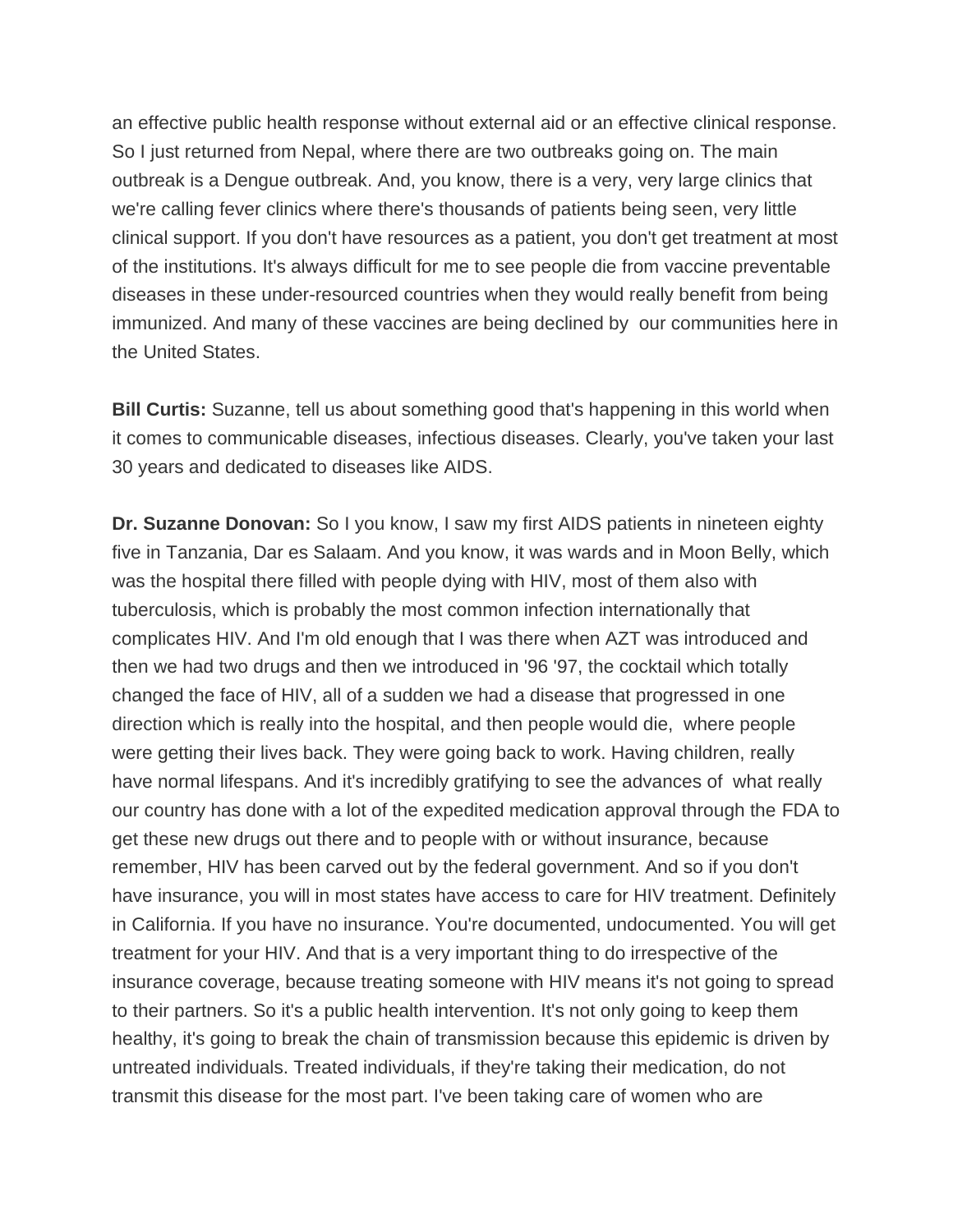an effective public health response without external aid or an effective clinical response. So I just returned from Nepal, where there are two outbreaks going on. The main outbreak is a Dengue outbreak. And, you know, there is a very, very large clinics that we're calling fever clinics where there's thousands of patients being seen, very little clinical support. If you don't have resources as a patient, you don't get treatment at most of the institutions. It's always difficult for me to see people die from vaccine preventable diseases in these under-resourced countries when they would really benefit from being immunized. And many of these vaccines are being declined by our communities here in the United States.

**Bill Curtis:** Suzanne, tell us about something good that's happening in this world when it comes to communicable diseases, infectious diseases. Clearly, you've taken your last 30 years and dedicated to diseases like AIDS.

**Dr. Suzanne Donovan:** So I you know, I saw my first AIDS patients in nineteen eighty five in Tanzania, Dar es Salaam. And you know, it was wards and in Moon Belly, which was the hospital there filled with people dying with HIV, most of them also with tuberculosis, which is probably the most common infection internationally that complicates HIV. And I'm old enough that I was there when AZT was introduced and then we had two drugs and then we introduced in '96 '97, the cocktail which totally changed the face of HIV, all of a sudden we had a disease that progressed in one direction which is really into the hospital, and then people would die, where people were getting their lives back. They were going back to work. Having children, really have normal lifespans. And it's incredibly gratifying to see the advances of what really our country has done with a lot of the expedited medication approval through the FDA to get these new drugs out there and to people with or without insurance, because remember, HIV has been carved out by the federal government. And so if you don't have insurance, you will in most states have access to care for HIV treatment. Definitely in California. If you have no insurance. You're documented, undocumented. You will get treatment for your HIV. And that is a very important thing to do irrespective of the insurance coverage, because treating someone with HIV means it's not going to spread to their partners. So it's a public health intervention. It's not only going to keep them healthy, it's going to break the chain of transmission because this epidemic is driven by untreated individuals. Treated individuals, if they're taking their medication, do not transmit this disease for the most part. I've been taking care of women who are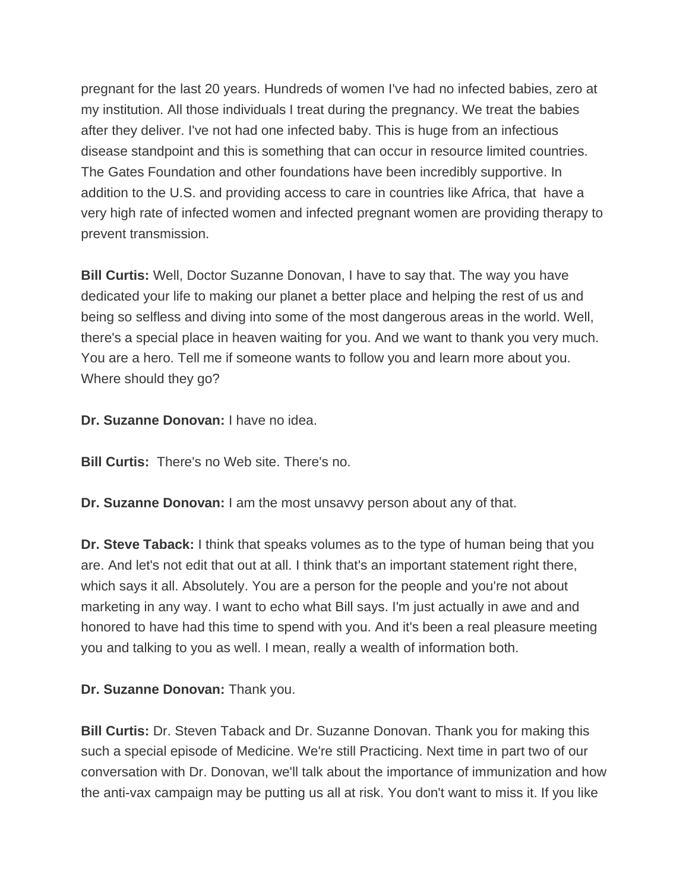pregnant for the last 20 years. Hundreds of women I've had no infected babies, zero at my institution. All those individuals I treat during the pregnancy. We treat the babies after they deliver. I've not had one infected baby. This is huge from an infectious disease standpoint and this is something that can occur in resource limited countries. The Gates Foundation and other foundations have been incredibly supportive. In addition to the U.S. and providing access to care in countries like Africa, that have a very high rate of infected women and infected pregnant women are providing therapy to prevent transmission.

**Bill Curtis:** Well, Doctor Suzanne Donovan, I have to say that. The way you have dedicated your life to making our planet a better place and helping the rest of us and being so selfless and diving into some of the most dangerous areas in the world. Well, there's a special place in heaven waiting for you. And we want to thank you very much. You are a hero. Tell me if someone wants to follow you and learn more about you. Where should they go?

**Dr. Suzanne Donovan:** I have no idea.

**Bill Curtis:** There's no Web site. There's no.

**Dr. Suzanne Donovan:** I am the most unsavvy person about any of that.

**Dr. Steve Taback:** I think that speaks volumes as to the type of human being that you are. And let's not edit that out at all. I think that's an important statement right there, which says it all. Absolutely. You are a person for the people and you're not about marketing in any way. I want to echo what Bill says. I'm just actually in awe and and honored to have had this time to spend with you. And it's been a real pleasure meeting you and talking to you as well. I mean, really a wealth of information both.

**Dr. Suzanne Donovan:** Thank you.

**Bill Curtis:** Dr. Steven Taback and Dr. Suzanne Donovan. Thank you for making this such a special episode of Medicine. We're still Practicing. Next time in part two of our conversation with Dr. Donovan, we'll talk about the importance of immunization and how the anti-vax campaign may be putting us all at risk. You don't want to miss it. If you like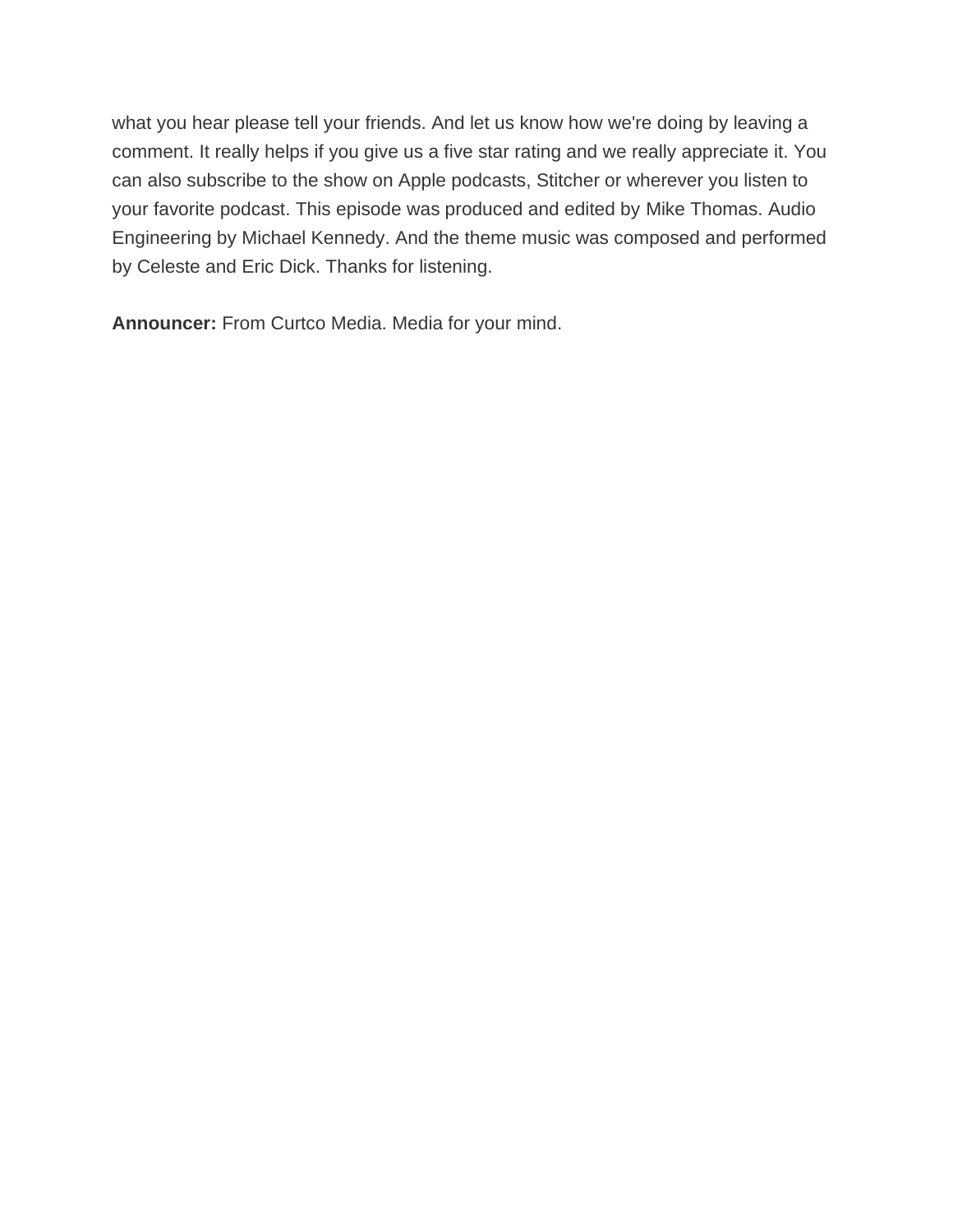what you hear please tell your friends. And let us know how we're doing by leaving a comment. It really helps if you give us a five star rating and we really appreciate it. You can also subscribe to the show on Apple podcasts, Stitcher or wherever you listen to your favorite podcast. This episode was produced and edited by Mike Thomas. Audio Engineering by Michael Kennedy. And the theme music was composed and performed by Celeste and Eric Dick. Thanks for listening.

**Announcer:** From Curtco Media. Media for your mind.